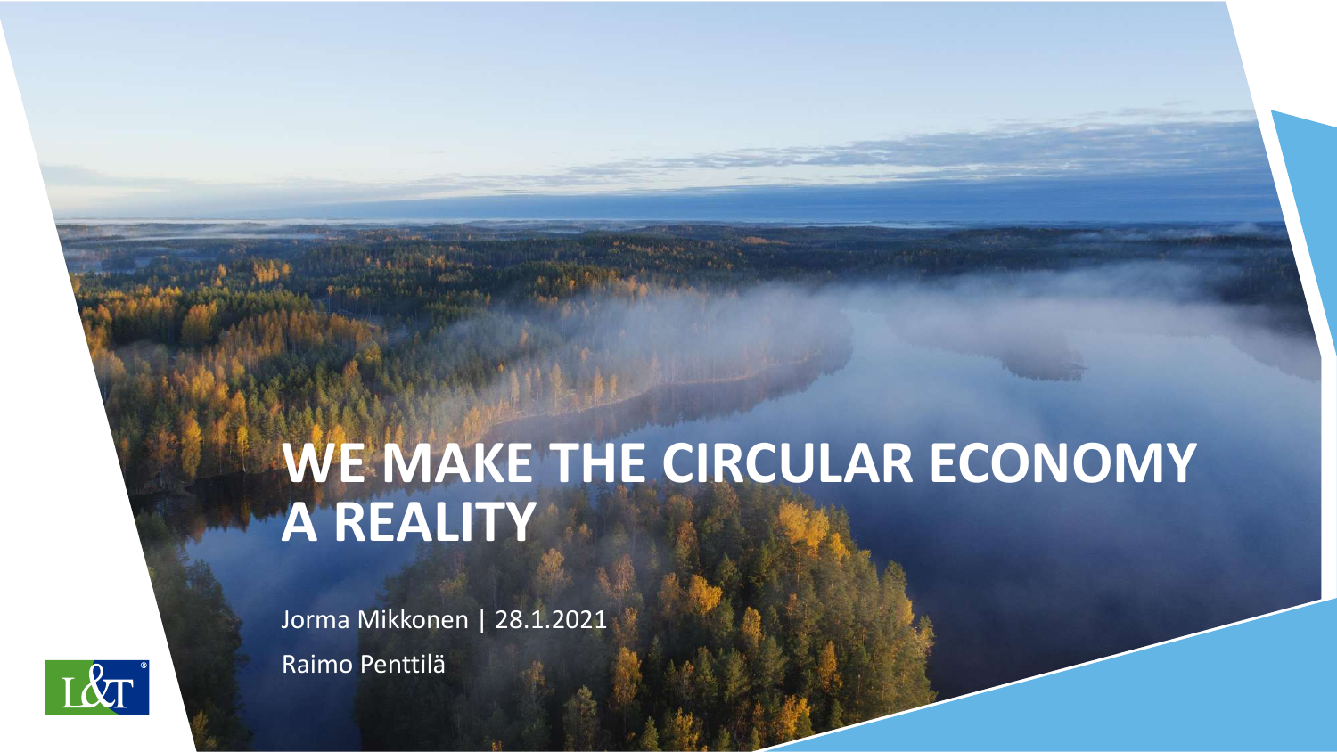# WE MAKE THE CIRCULAR ECONOMY A REALITY

Jorma Mikkonen | 28.1.2021

Raimo Penttilä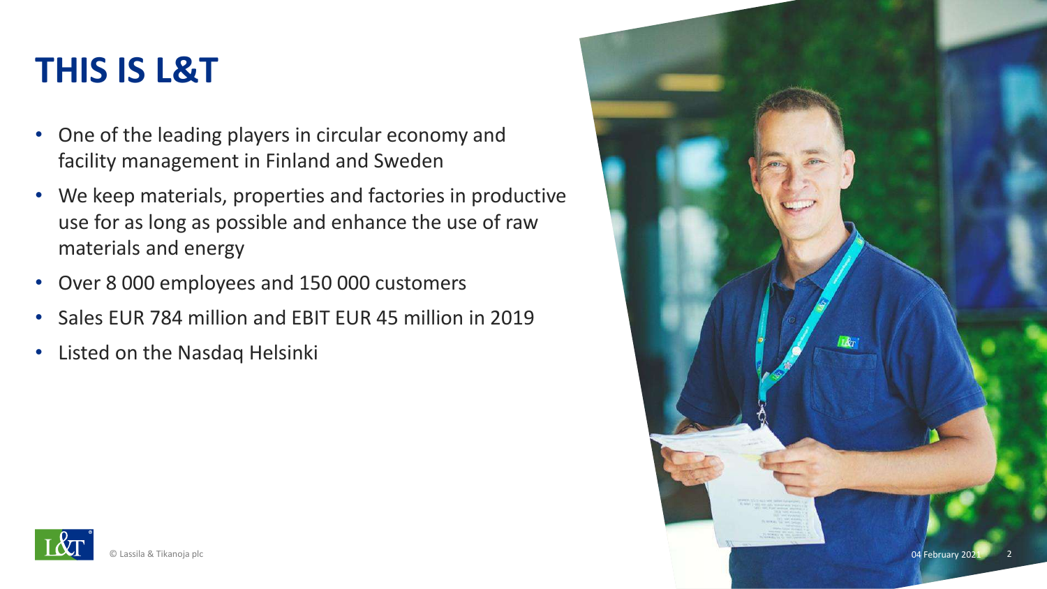# THIS IS L&T

- One of the leading players in circular economy and facility management in Finland and Sweden
- We keep materials, properties and factories in productive use for as long as possible and enhance the use of raw materials and energy
- Over 8 000 employees and 150 000 customers
- Sales EUR 784 million and EBIT EUR 45 million in 2019
- Listed on the Nasdaq Helsinki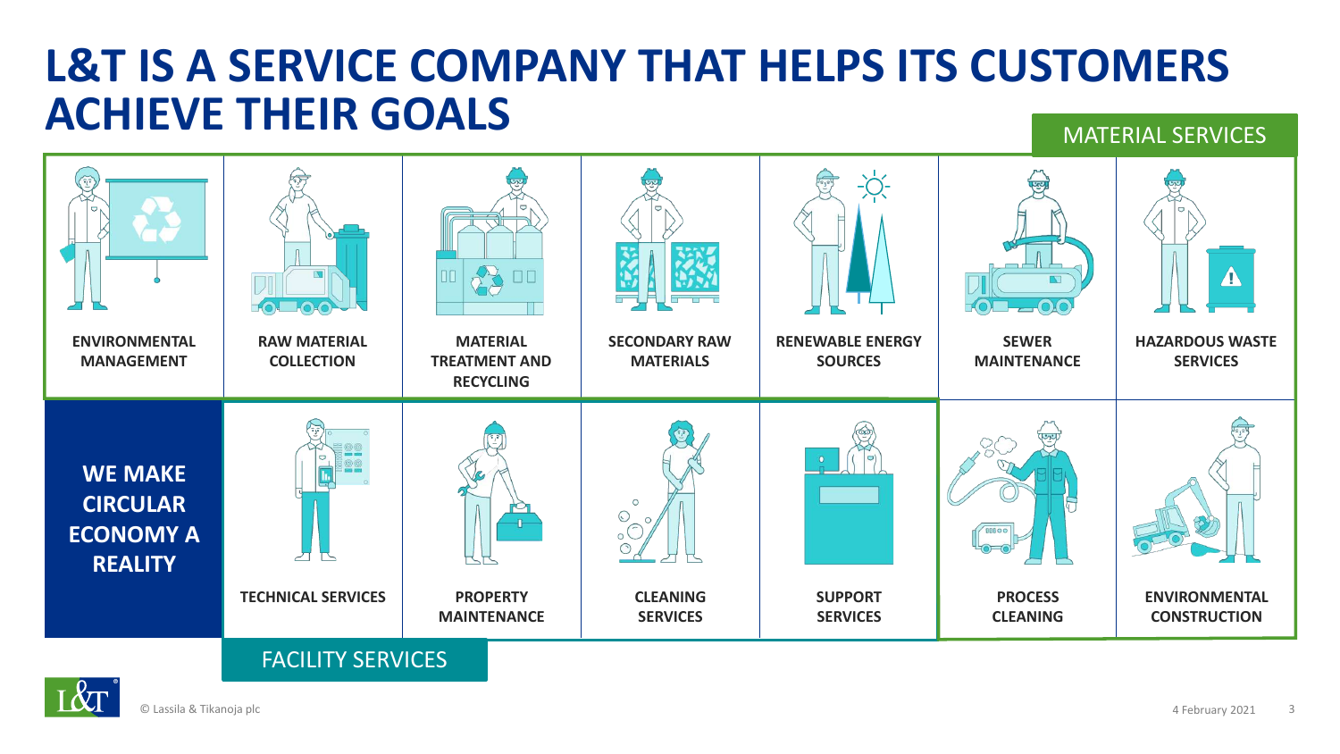# L&T IS A SERVICE COMPANY THAT HELPS ITS CUSTOMERS ACHIEVE THEIR GOALS

## MATERIAL SERVICES

- ENVIRONMENTAL MANAGEMENT
- RAW MATERIAL COLLECTION
- MATERIAL TREATMENT AND RECYCLING
- SECONDARY RAW MATERIALS
- RENEWABLE ENERGY SOURCES
- SEWER MAINTENANCE
- HAZARDOUS WASTE SERVICES
- PROCESS CLEANING
- ENVIRONMENTAL CONSTRUCTION

**WE MAKE CIRCULAR ECONOMY A REALITY**

## FACILITY SERVICES

- TECHNICAL SERVICES
- PROPERTY MAINTENANCE
- CLEANING SERVICES
- SUPPORT SERVICES

© Lassila & Tikanoja plc

4 February 2021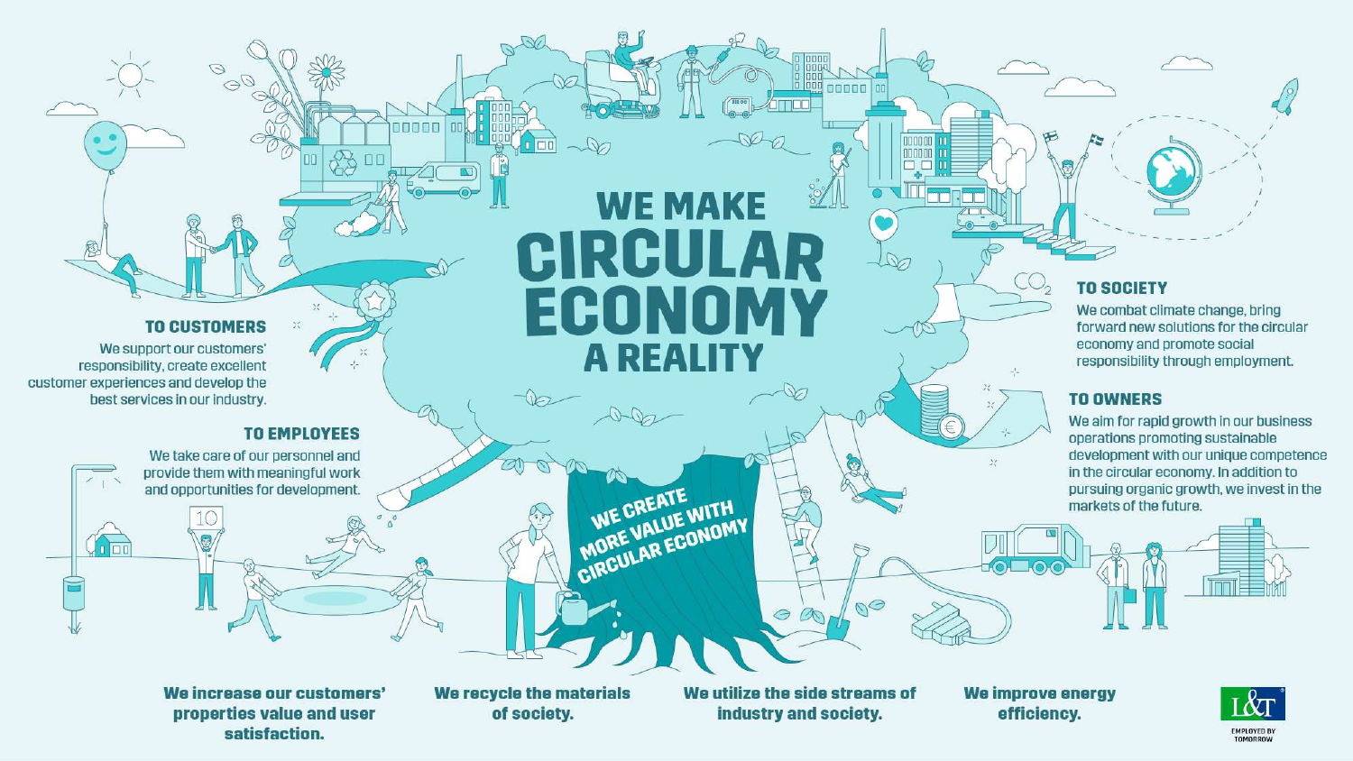# WE MAKE CIRCULAR ECONOMY A REALITY

WE CREATE MORE VALUE WITH CIRCULAR ECONOMY

### TO CUSTOMERS

We support our customers' responsibility, create excellent customer experiences and develop the best services in our industry.

### TO EMPLOYEES

We take care of our personnel and provide them with meaningful work and opportunities for development.

### TO SOCIETY

We combat climate change, bring forward new solutions for the circular economy and promote social responsibility through employment.

### TO OWNERS

We aim for rapid growth in our business operations promoting sustainable development with our unique competence in the circular economy. In addition to pursuing organic growth, we invest in the markets of the future.

**We increase our customers' properties value and user satisfaction.**

**We recycle the materials of society.**

**We utilize the side streams of industry and society.**

**We improve energy efficiency.**

L&T EMPLOYED BY TOMORROW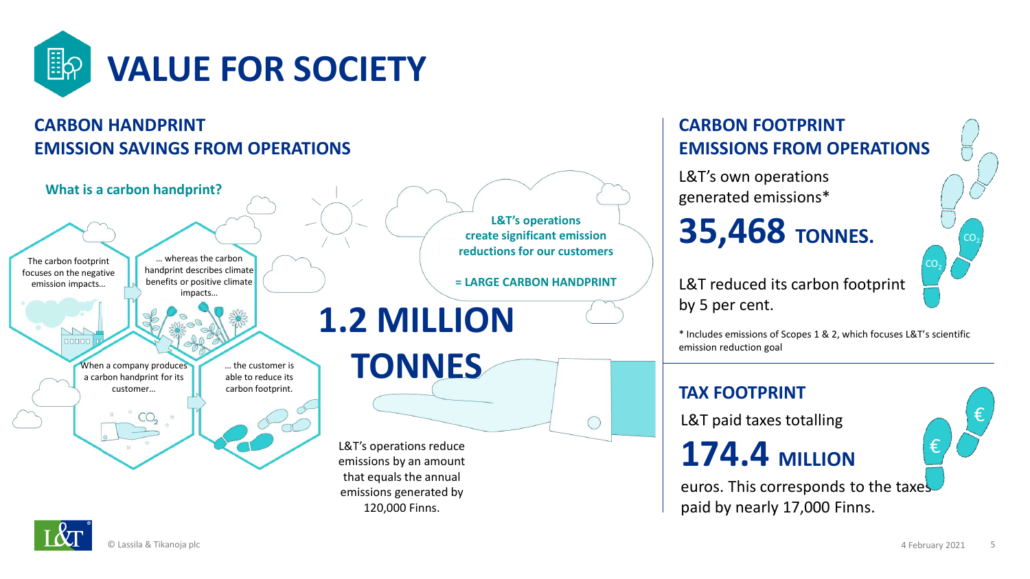# VALUE FOR SOCIETY

## CARBON HANDPRINT
## EMISSION SAVINGS FROM OPERATIONS

### What is a carbon handprint?

The carbon footprint focuses on the negative emission impacts…

… whereas the carbon handprint describes climate benefits or positive climate impacts…

When a company produces a carbon handprint for its customer…

… the customer is able to reduce its carbon footprint.

**L&T's operations create significant emission reductions for our customers**

**= LARGE CARBON HANDPRINT**

# 1.2 MILLION TONNES

L&T's operations reduce emissions by an amount that equals the annual emissions generated by 120,000 Finns.

## CARBON FOOTPRINT
## EMISSIONS FROM OPERATIONS

L&T's own operations generated emissions*

# 35,468 TONNES.

L&T reduced its carbon footprint by 5 per cent.

\* Includes emissions of Scopes 1 & 2, which focuses L&T's scientific emission reduction goal

## TAX FOOTPRINT

L&T paid taxes totalling

# 174.4 MILLION

euros. This corresponds to the taxes paid by nearly 17,000 Finns.

© Lassila & Tikanoja plc

4 February 2021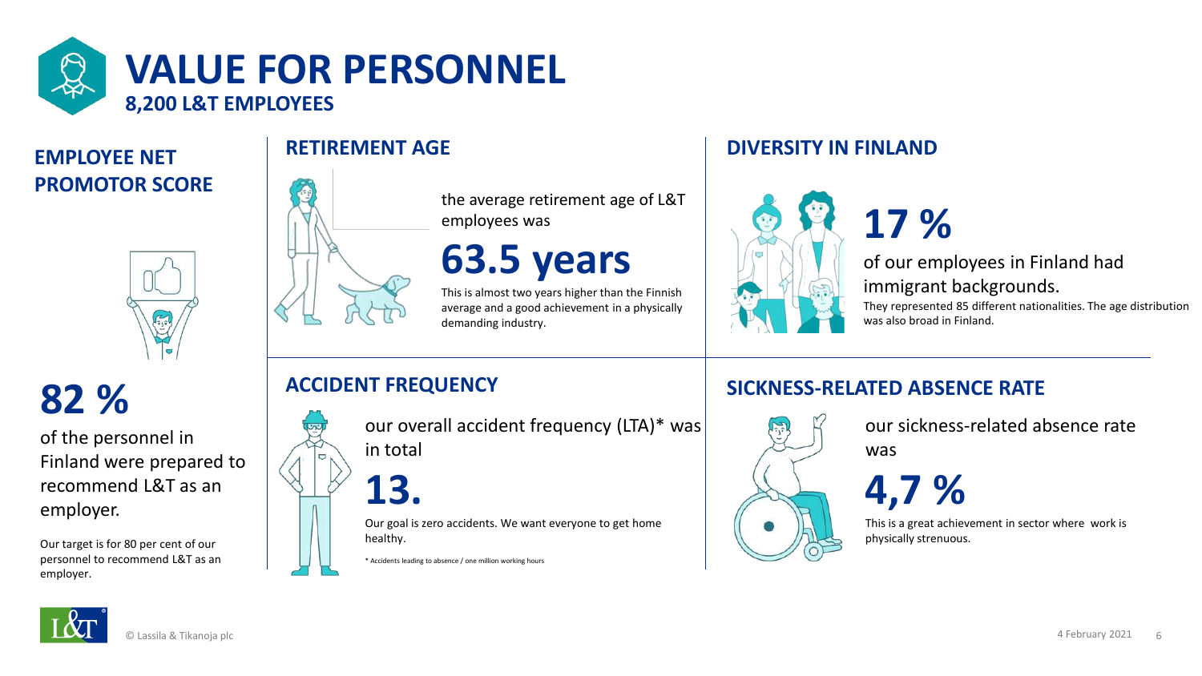# VALUE FOR PERSONNEL

**8,200 L&T EMPLOYEES**

## EMPLOYEE NET PROMOTOR SCORE

**82 %**

of the personnel in Finland were prepared to recommend L&T as an employer.

Our target is for 80 per cent of our personnel to recommend L&T as an employer.

## RETIREMENT AGE

the average retirement age of L&T employees was

**63.5 years**

This is almost two years higher than the Finnish average and a good achievement in a physically demanding industry.

## DIVERSITY IN FINLAND

**17 %**

of our employees in Finland had immigrant backgrounds.

They represented 85 different nationalities. The age distribution was also broad in Finland.

## ACCIDENT FREQUENCY

our overall accident frequency (LTA)* was in total

**13.**

Our goal is zero accidents. We want everyone to get home healthy.

\* Accidents leading to absence / one million working hours

## SICKNESS-RELATED ABSENCE RATE

our sickness-related absence rate was

**4,7 %**

This is a great achievement in sector where work is physically strenuous.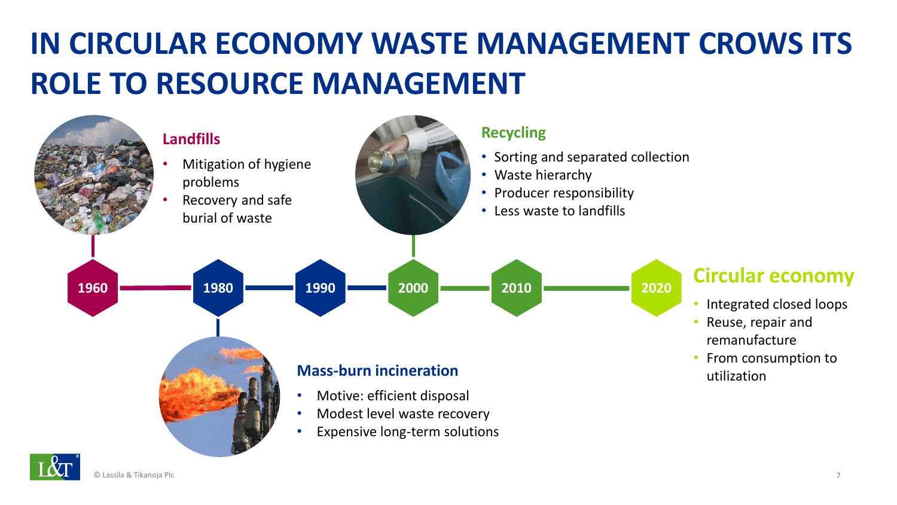# IN CIRCULAR ECONOMY WASTE MANAGEMENT CROWS ITS ROLE TO RESOURCE MANAGEMENT

1960 — 1980 — 1990 — 2000 — 2010 — 2020

### Landfills

- Mitigation of hygiene problems
- Recovery and safe burial of waste

### Mass-burn incineration

- Motive: efficient disposal
- Modest level waste recovery
- Expensive long-term solutions

### Recycling

- Sorting and separated collection
- Waste hierarchy
- Producer responsibility
- Less waste to landfills

### Circular economy

- Integrated closed loops
- Reuse, repair and remanufacture
- From consumption to utilization

© Lassila & Tikanoja Plc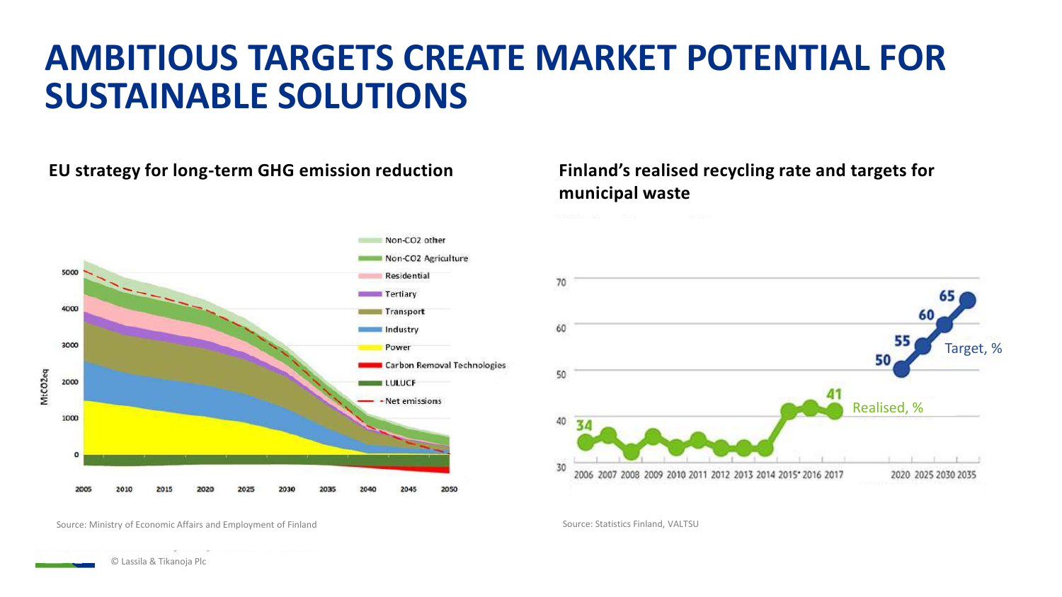# AMBITIOUS TARGETS CREATE MARKET POTENTIAL FOR SUSTAINABLE SOLUTIONS

**EU strategy for long-term GHG emission reduction**

Source: Ministry of Economic Affairs and Employment of Finland

**Finland's realised recycling rate and targets for municipal waste**

Source: Statistics Finland, VALTSU

© Lassila & Tikanoja Plc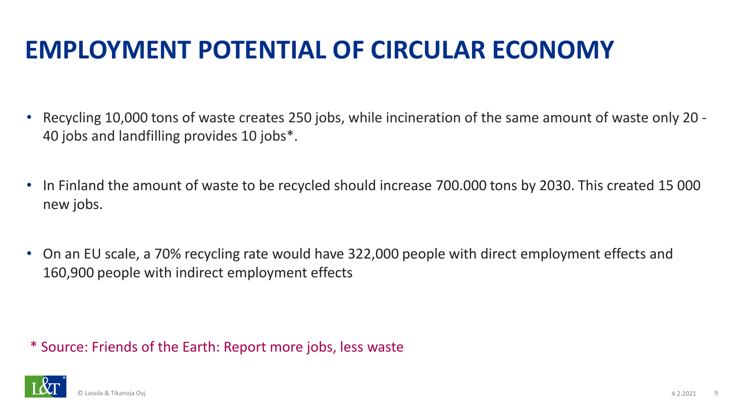# EMPLOYMENT POTENTIAL OF CIRCULAR ECONOMY

- Recycling 10,000 tons of waste creates 250 jobs, while incineration of the same amount of waste only 20 - 40 jobs and landfilling provides 10 jobs*.
- In Finland the amount of waste to be recycled should increase 700.000 tons by 2030. This created 15 000 new jobs.
- On an EU scale, a 70% recycling rate would have 322,000 people with direct employment effects and 160,900 people with indirect employment effects

\* Source: Friends of the Earth: Report more jobs, less waste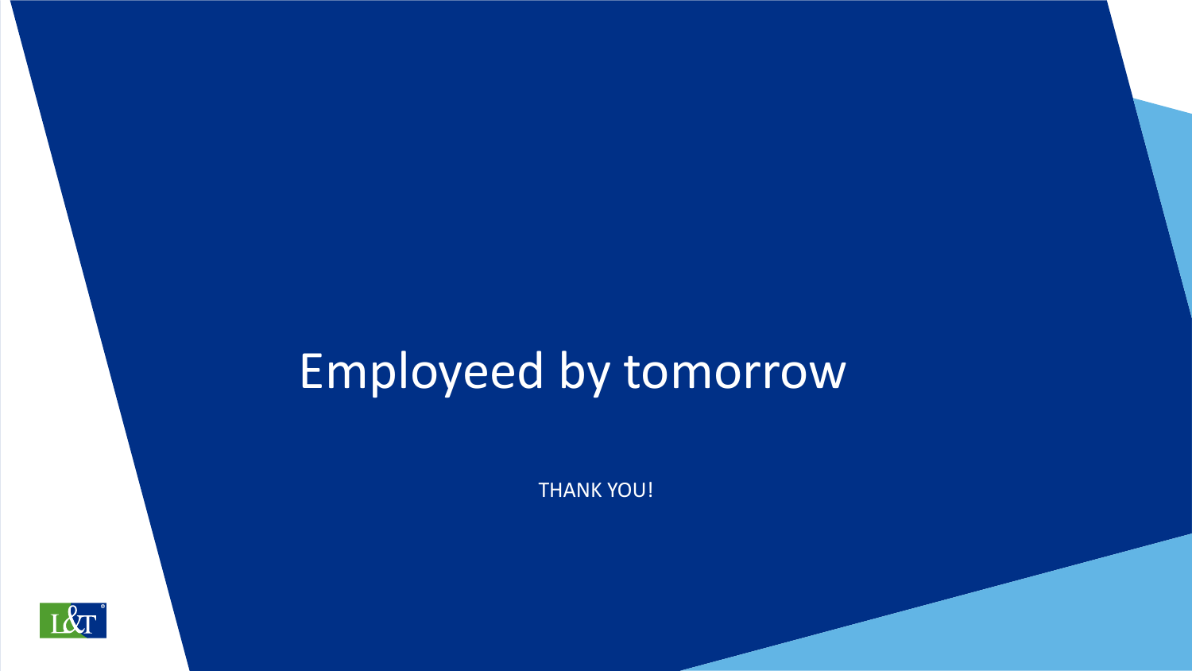# Employeed by tomorrow

THANK YOU!